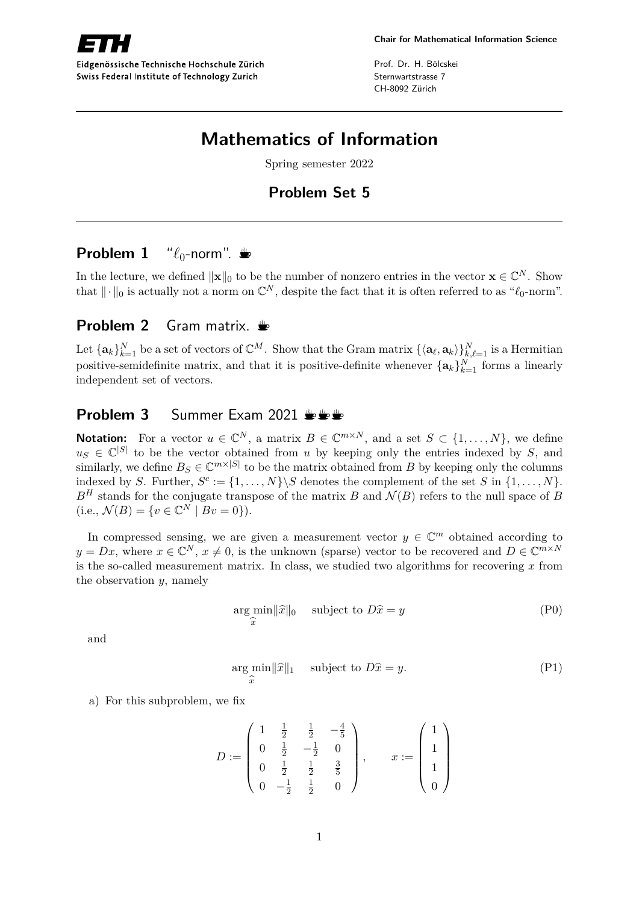ETH

Eidgenössische Technische Hochschule Zürich
Swiss Federal Institute of Technology Zurich

**Chair for Mathematical Information Science**

Prof. Dr. H. Bölcskei
Sternwartstrasse 7
CH-8092 Zürich

---

# Mathematics of Information

Spring semester 2022

## Problem Set 5

---

### Problem 1 "$\ell_0$-norm". ☕

In the lecture, we defined $\|\mathbf{x}\|_0$ to be the number of nonzero entries in the vector $\mathbf{x} \in \mathbb{C}^N$. Show that $\|\cdot\|_0$ is actually not a norm on $\mathbb{C}^N$, despite the fact that it is often referred to as "$\ell_0$-norm".

### Problem 2 Gram matrix. ☕

Let $\{\mathbf{a}_k\}_{k=1}^N$ be a set of vectors of $\mathbb{C}^M$. Show that the Gram matrix $\{\langle \mathbf{a}_\ell, \mathbf{a}_k \rangle\}_{k,\ell=1}^N$ is a Hermitian positive-semidefinite matrix, and that it is positive-definite whenever $\{\mathbf{a}_k\}_{k=1}^N$ forms a linearly independent set of vectors.

### Problem 3 Summer Exam 2021 ☕☕☕

**Notation:** For a vector $u \in \mathbb{C}^N$, a matrix $B \in \mathbb{C}^{m \times N}$, and a set $S \subset \{1, \ldots, N\}$, we define $u_S \in \mathbb{C}^{|S|}$ to be the vector obtained from $u$ by keeping only the entries indexed by $S$, and similarly, we define $B_S \in \mathbb{C}^{m \times |S|}$ to be the matrix obtained from $B$ by keeping only the columns indexed by $S$. Further, $S^c := \{1, \ldots, N\} \backslash S$ denotes the complement of the set $S$ in $\{1, \ldots, N\}$. $B^H$ stands for the conjugate transpose of the matrix $B$ and $\mathcal{N}(B)$ refers to the null space of $B$ (i.e., $\mathcal{N}(B) = \{v \in \mathbb{C}^N \mid Bv = 0\}$).

In compressed sensing, we are given a measurement vector $y \in \mathbb{C}^m$ obtained according to $y = Dx$, where $x \in \mathbb{C}^N$, $x \neq 0$, is the unknown (sparse) vector to be recovered and $D \in \mathbb{C}^{m \times N}$ is the so-called measurement matrix. In class, we studied two algorithms for recovering $x$ from the observation $y$, namely

$$\arg\min_{\widehat{x}} \|\widehat{x}\|_0 \quad \text{subject to } D\widehat{x} = y \tag{P0}$$

and

$$\arg\min_{\widehat{x}} \|\widehat{x}\|_1 \quad \text{subject to } D\widehat{x} = y. \tag{P1}$$

a) For this subproblem, we fix

$$D := \begin{pmatrix} 1 & \frac{1}{2} & \frac{1}{2} & -\frac{4}{5} \\ 0 & \frac{1}{2} & -\frac{1}{2} & 0 \\ 0 & \frac{1}{2} & \frac{1}{2} & \frac{3}{5} \\ 0 & -\frac{1}{2} & \frac{1}{2} & 0 \end{pmatrix}, \qquad x := \begin{pmatrix} 1 \\ 1 \\ 1 \\ 0 \end{pmatrix}$$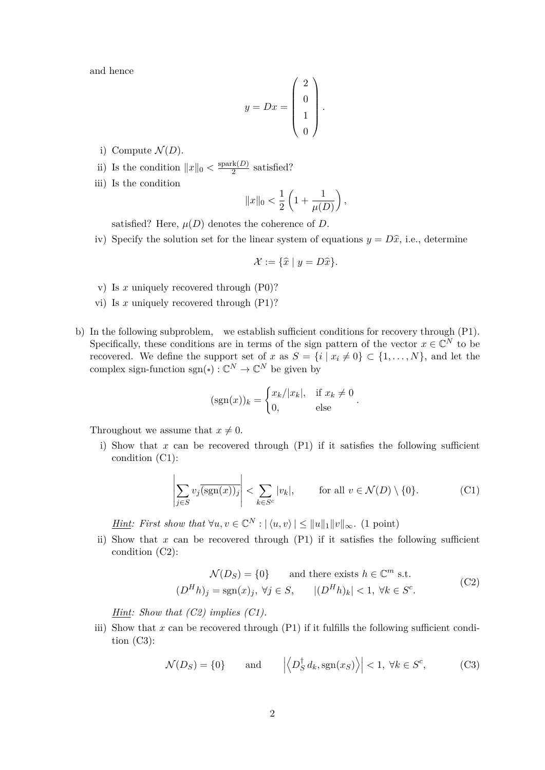and hence

$$y = Dx = \begin{pmatrix} 2 \\ 0 \\ 1 \\ 0 \end{pmatrix}.$$

i) Compute $\mathcal{N}(D)$.

ii) Is the condition $\|x\|_0 < \frac{\text{spark}(D)}{2}$ satisfied?

iii) Is the condition

$$\|x\|_0 < \frac{1}{2}\left(1 + \frac{1}{\mu(D)}\right),$$

satisfied? Here, $\mu(D)$ denotes the coherence of $D$.

iv) Specify the solution set for the linear system of equations $y = D\widehat{x}$, i.e., determine

$$\mathcal{X} := \{\widehat{x} \mid y = D\widehat{x}\}.$$

v) Is $x$ uniquely recovered through (P0)?

vi) Is $x$ uniquely recovered through (P1)?

b) In the following subproblem, we establish sufficient conditions for recovery through (P1). Specifically, these conditions are in terms of the sign pattern of the vector $x \in \mathbb{C}^N$ to be recovered. We define the support set of $x$ as $S = \{i \mid x_i \neq 0\} \subset \{1, \ldots, N\}$, and let the complex sign-function $\text{sgn}(\ast) : \mathbb{C}^N \to \mathbb{C}^N$ be given by

$$(\text{sgn}(x))_k = \begin{cases} x_k/|x_k|, & \text{if } x_k \neq 0 \\ 0, & \text{else} \end{cases}.$$

Throughout we assume that $x \neq 0$.

i) Show that $x$ can be recovered through (P1) if it satisfies the following sufficient condition (C1):

$$\left| \sum_{j \in S} v_j \overline{(\text{sgn}(x))_j} \right| < \sum_{k \in S^c} |v_k|, \qquad \text{for all } v \in \mathcal{N}(D) \setminus \{0\}. \tag{C1}$$

*Hint: First show that* $\forall u, v \in \mathbb{C}^N : |\langle u, v \rangle| \leq \|u\|_1 \|v\|_\infty$. (1 point)

ii) Show that $x$ can be recovered through (P1) if it satisfies the following sufficient condition (C2):

$$\begin{aligned} \mathcal{N}(D_S) = \{0\} \qquad &\text{and there exists } h \in \mathbb{C}^m \text{ s.t.} \\ (D^H h)_j = \text{sgn}(x)_j, \ \forall j \in S, \qquad &|(D^H h)_k| < 1, \ \forall k \in S^c. \end{aligned} \tag{C2}$$

*Hint: Show that (C2) implies (C1).*

iii) Show that $x$ can be recovered through (P1) if it fulfills the following sufficient condition (C3):

$$\mathcal{N}(D_S) = \{0\} \qquad \text{and} \qquad \left| \left\langle D_S^\dagger d_k, \text{sgn}(x_S) \right\rangle \right| < 1, \ \forall k \in S^c, \tag{C3}$$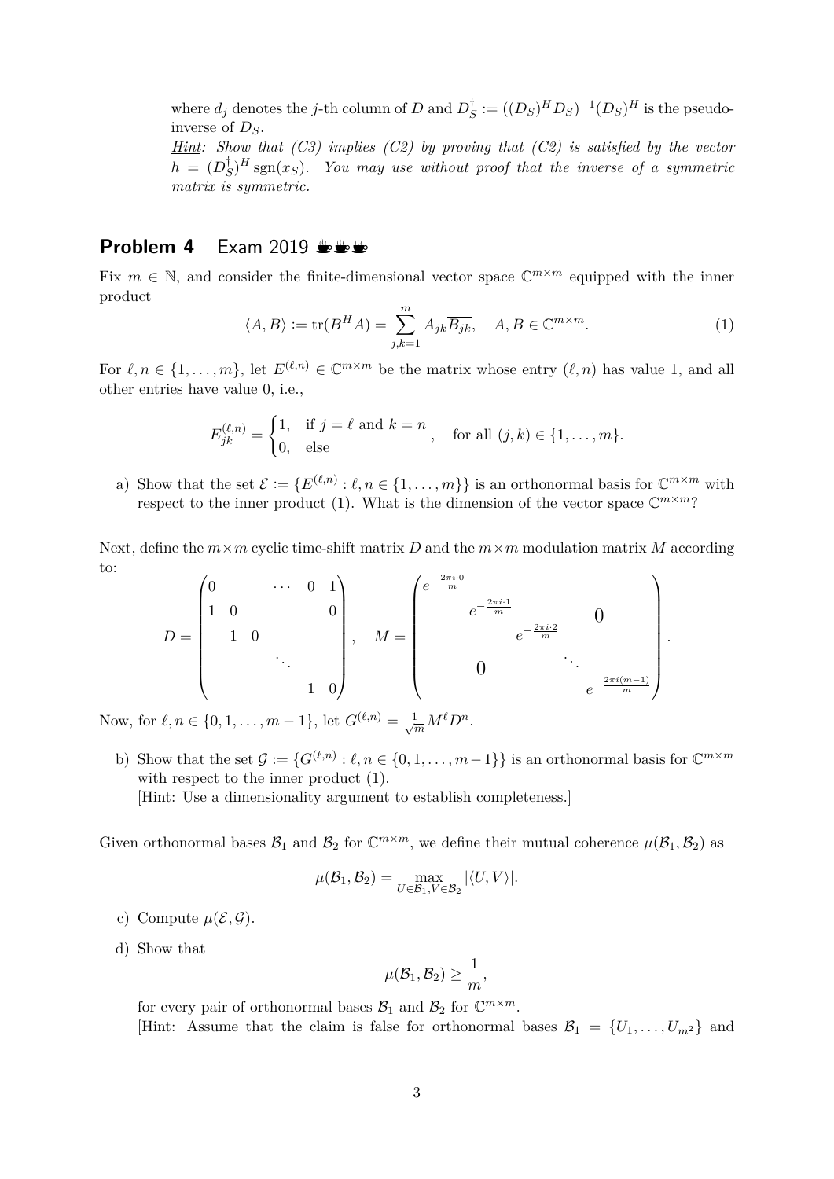where $d_j$ denotes the $j$-th column of $D$ and $D_S^\dagger := ((D_S)^H D_S)^{-1}(D_S)^H$ is the pseudo-inverse of $D_S$.

*<u>Hint</u>: Show that (C3) implies (C2) by proving that (C2) is satisfied by the vector $h = (D_S^\dagger)^H \operatorname{sgn}(x_S)$. You may use without proof that the inverse of a symmetric matrix is symmetric.*

## Problem 4 Exam 2019 ☕☕☕

Fix $m \in \mathbb{N}$, and consider the finite-dimensional vector space $\mathbb{C}^{m \times m}$ equipped with the inner product

$$\langle A, B \rangle := \operatorname{tr}(B^H A) = \sum_{j,k=1}^{m} A_{jk} \overline{B_{jk}}, \quad A, B \in \mathbb{C}^{m \times m}. \tag{1}$$

For $\ell, n \in \{1, \ldots, m\}$, let $E^{(\ell,n)} \in \mathbb{C}^{m \times m}$ be the matrix whose entry $(\ell, n)$ has value 1, and all other entries have value 0, i.e.,

$$E_{jk}^{(\ell,n)} = \begin{cases} 1, & \text{if } j = \ell \text{ and } k = n \\ 0, & \text{else} \end{cases}, \quad \text{for all } (j,k) \in \{1, \ldots, m\}.$$

a) Show that the set $\mathcal{E} := \{E^{(\ell,n)} : \ell, n \in \{1, \ldots, m\}\}$ is an orthonormal basis for $\mathbb{C}^{m \times m}$ with respect to the inner product (1). What is the dimension of the vector space $\mathbb{C}^{m \times m}$?

Next, define the $m \times m$ cyclic time-shift matrix $D$ and the $m \times m$ modulation matrix $M$ according to:

$$D = \begin{pmatrix} 0 & & \cdots & 0 & 1 \\ 1 & 0 & & & 0 \\ & 1 & 0 & & \\ & & & \ddots & \\ & & & 1 & 0 \end{pmatrix}, \quad M = \begin{pmatrix} e^{-\frac{2\pi i \cdot 0}{m}} & & & & \\ & e^{-\frac{2\pi i \cdot 1}{m}} & & 0 & \\ & & e^{-\frac{2\pi i \cdot 2}{m}} & & \\ & 0 & & \ddots & \\ & & & & e^{-\frac{2\pi i (m-1)}{m}} \end{pmatrix}.$$

Now, for $\ell, n \in \{0, 1, \ldots, m-1\}$, let $G^{(\ell,n)} = \frac{1}{\sqrt{m}} M^\ell D^n$.

b) Show that the set $\mathcal{G} := \{G^{(\ell,n)} : \ell, n \in \{0, 1, \ldots, m-1\}\}$ is an orthonormal basis for $\mathbb{C}^{m \times m}$ with respect to the inner product (1).
[Hint: Use a dimensionality argument to establish completeness.]

Given orthonormal bases $\mathcal{B}_1$ and $\mathcal{B}_2$ for $\mathbb{C}^{m \times m}$, we define their mutual coherence $\mu(\mathcal{B}_1, \mathcal{B}_2)$ as

$$\mu(\mathcal{B}_1, \mathcal{B}_2) = \max_{U \in \mathcal{B}_1, V \in \mathcal{B}_2} |\langle U, V \rangle|.$$

c) Compute $\mu(\mathcal{E}, \mathcal{G})$.

d) Show that

$$\mu(\mathcal{B}_1, \mathcal{B}_2) \geq \frac{1}{m},$$

for every pair of orthonormal bases $\mathcal{B}_1$ and $\mathcal{B}_2$ for $\mathbb{C}^{m \times m}$.
[Hint: Assume that the claim is false for orthonormal bases $\mathcal{B}_1 = \{U_1, \ldots, U_{m^2}\}$ and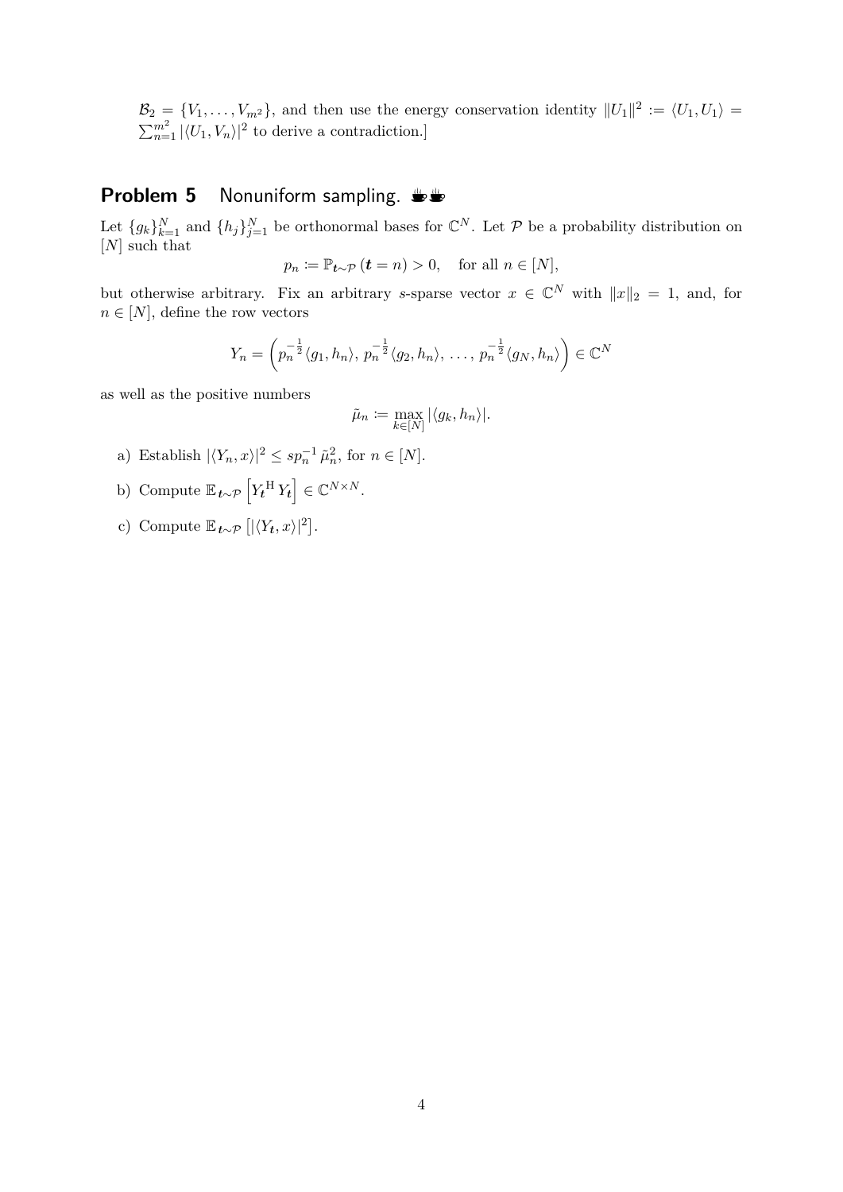$\mathcal{B}_2 = \{V_1, \ldots, V_{m^2}\}$, and then use the energy conservation identity $\|U_1\|^2 := \langle U_1, U_1 \rangle = \sum_{n=1}^{m^2} |\langle U_1, V_n \rangle|^2$ to derive a contradiction.]

## Problem 5 Nonuniform sampling. ☕☕

Let $\{g_k\}_{k=1}^N$ and $\{h_j\}_{j=1}^N$ be orthonormal bases for $\mathbb{C}^N$. Let $\mathcal{P}$ be a probability distribution on $[N]$ such that

$$p_n := \mathbb{P}_{\boldsymbol{t} \sim \mathcal{P}}\left(\boldsymbol{t} = n\right) > 0, \quad \text{for all } n \in [N],$$

but otherwise arbitrary. Fix an arbitrary $s$-sparse vector $x \in \mathbb{C}^N$ with $\|x\|_2 = 1$, and, for $n \in [N]$, define the row vectors

$$Y_n = \left(p_n^{-\frac{1}{2}} \langle g_1, h_n \rangle,\, p_n^{-\frac{1}{2}} \langle g_2, h_n \rangle,\, \ldots,\, p_n^{-\frac{1}{2}} \langle g_N, h_n \rangle\right) \in \mathbb{C}^N$$

as well as the positive numbers

$$\tilde{\mu}_n := \max_{k \in [N]} |\langle g_k, h_n \rangle|.$$

a) Establish $|\langle Y_n, x \rangle|^2 \leq s p_n^{-1} \tilde{\mu}_n^2$, for $n \in [N]$.

b) Compute $\mathbb{E}_{\boldsymbol{t} \sim \mathcal{P}}\left[Y_{\boldsymbol{t}}^{\mathrm{H}}\, Y_{\boldsymbol{t}}\right] \in \mathbb{C}^{N \times N}$.

c) Compute $\mathbb{E}_{\boldsymbol{t} \sim \mathcal{P}}\left[|\langle Y_{\boldsymbol{t}}, x \rangle|^2\right]$.